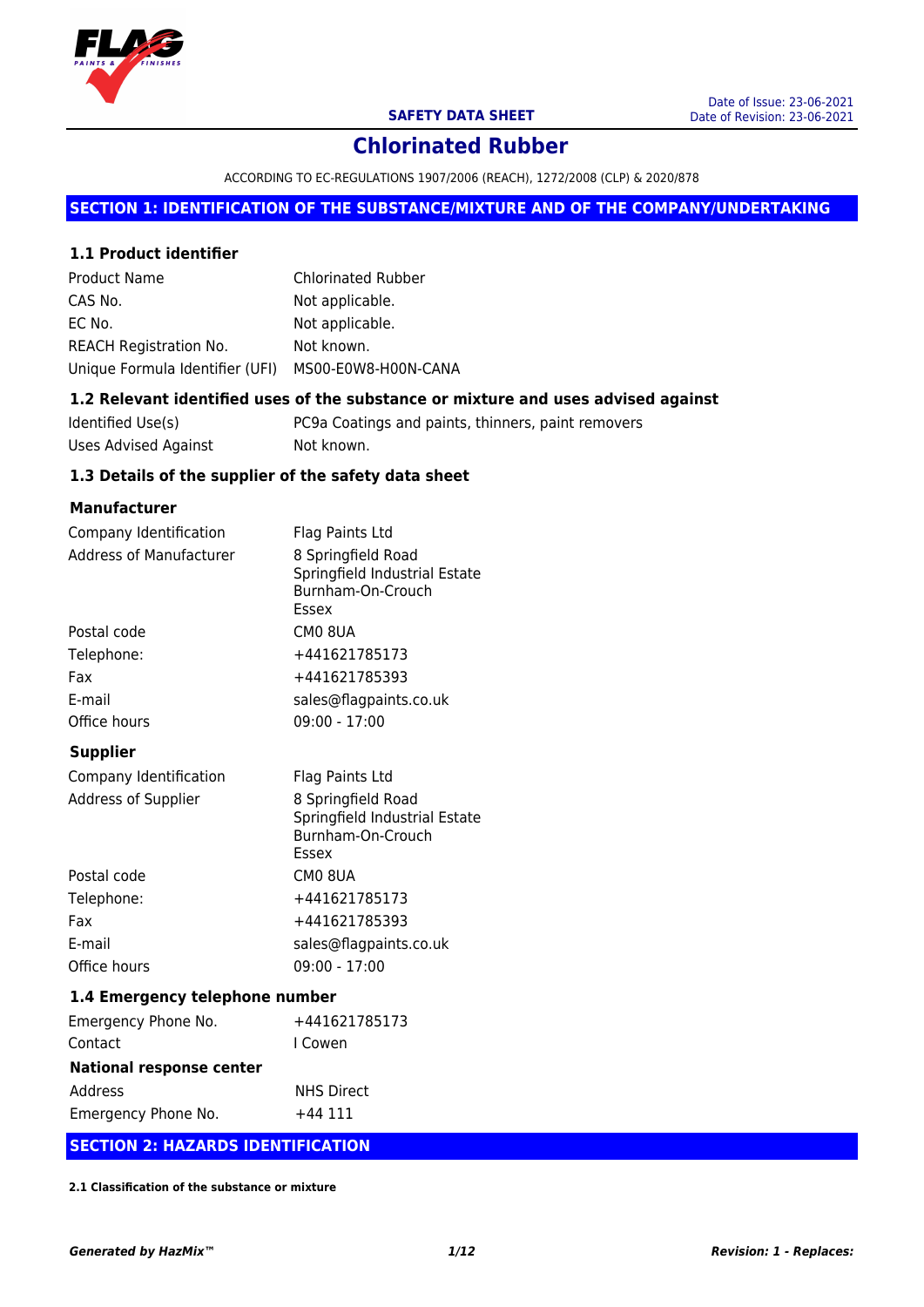**SAFETY DATA SHEET**

Date of Issue: 23-06-2021
Date of Revision: 23-06-2021

# Chlorinated Rubber

ACCORDING TO EC-REGULATIONS 1907/2006 (REACH), 1272/2008 (CLP) & 2020/878

## SECTION 1: IDENTIFICATION OF THE SUBSTANCE/MIXTURE AND OF THE COMPANY/UNDERTAKING

### 1.1 Product identifier

| | |
|---|---|
| Product Name | Chlorinated Rubber |
| CAS No. | Not applicable. |
| EC No. | Not applicable. |
| REACH Registration No. | Not known. |
| Unique Formula Identifier (UFI) | MS00-E0W8-H00N-CANA |

### 1.2 Relevant identified uses of the substance or mixture and uses advised against

| | |
|---|---|
| Identified Use(s) | PC9a Coatings and paints, thinners, paint removers |
| Uses Advised Against | Not known. |

### 1.3 Details of the supplier of the safety data sheet

**Manufacturer**

| | |
|---|---|
| Company Identification | Flag Paints Ltd |
| Address of Manufacturer | 8 Springfield Road<br>Springfield Industrial Estate<br>Burnham-On-Crouch<br>Essex |
| Postal code | CM0 8UA |
| Telephone: | +441621785173 |
| Fax | +441621785393 |
| E-mail | sales@flagpaints.co.uk |
| Office hours | 09:00 - 17:00 |

**Supplier**

| | |
|---|---|
| Company Identification | Flag Paints Ltd |
| Address of Supplier | 8 Springfield Road<br>Springfield Industrial Estate<br>Burnham-On-Crouch<br>Essex |
| Postal code | CM0 8UA |
| Telephone: | +441621785173 |
| Fax | +441621785393 |
| E-mail | sales@flagpaints.co.uk |
| Office hours | 09:00 - 17:00 |

### 1.4 Emergency telephone number

| | |
|---|---|
| Emergency Phone No. | +441621785173 |
| Contact | I Cowen |

**National response center**

| | |
|---|---|
| Address | NHS Direct |
| Emergency Phone No. | +44 111 |

## SECTION 2: HAZARDS IDENTIFICATION

**2.1 Classification of the substance or mixture**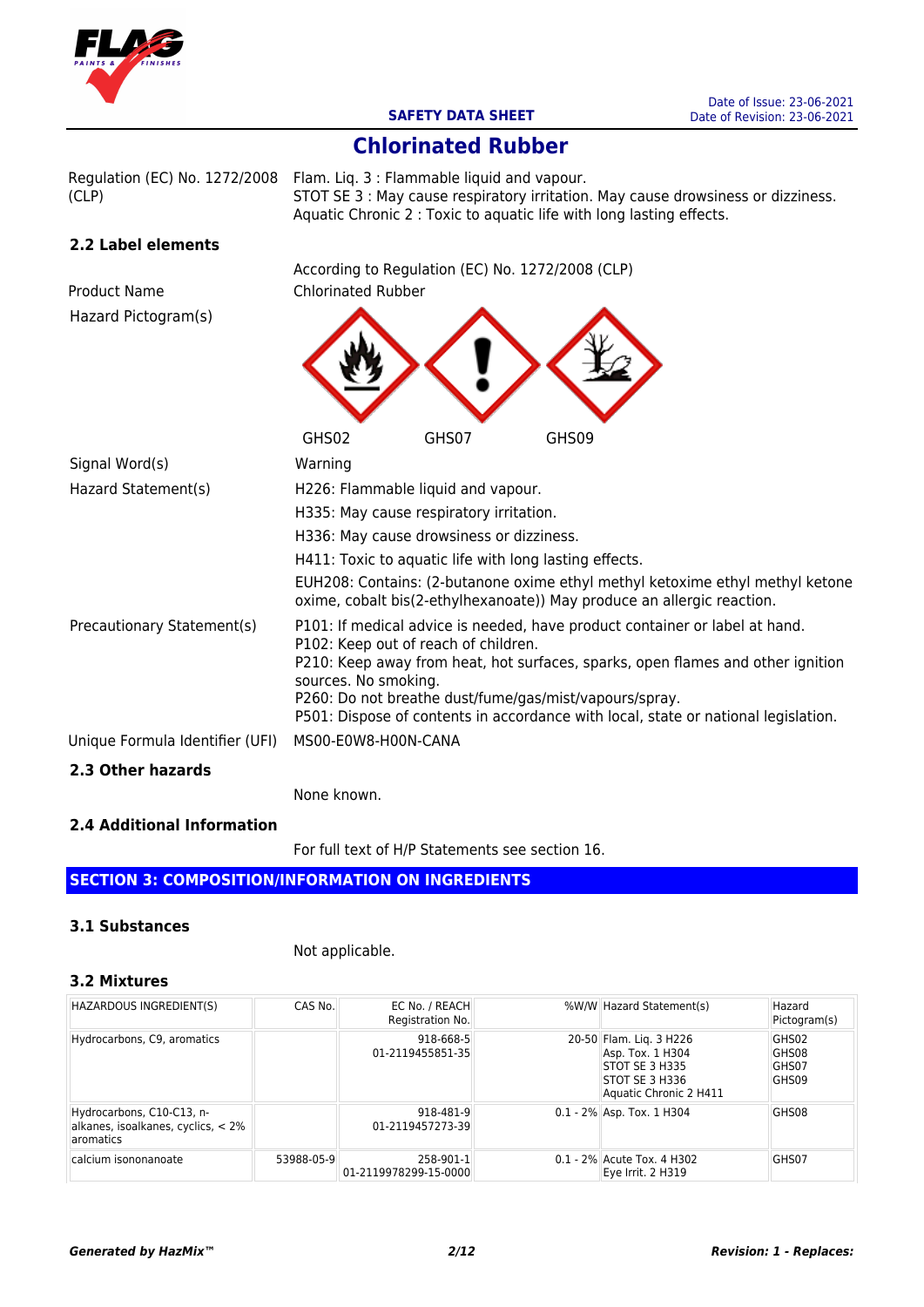| | |
|---|---|
| Regulation (EC) No. 1272/2008 (CLP) | Flam. Liq. 3 : Flammable liquid and vapour.<br>STOT SE 3 : May cause respiratory irritation. May cause drowsiness or dizziness.<br>Aquatic Chronic 2 : Toxic to aquatic life with long lasting effects. |

### 2.2 Label elements

According to Regulation (EC) No. 1272/2008 (CLP)

| | |
|---|---|
| Product Name | Chlorinated Rubber |
| Hazard Pictogram(s) | GHS02 GHS07 GHS09 |
| Signal Word(s) | Warning |
| Hazard Statement(s) | H226: Flammable liquid and vapour.<br>H335: May cause respiratory irritation.<br>H336: May cause drowsiness or dizziness.<br>H411: Toxic to aquatic life with long lasting effects.<br>EUH208: Contains: (2-butanone oxime ethyl methyl ketoxime ethyl methyl ketone oxime, cobalt bis(2-ethylhexanoate)) May produce an allergic reaction. |
| Precautionary Statement(s) | P101: If medical advice is needed, have product container or label at hand.<br>P102: Keep out of reach of children.<br>P210: Keep away from heat, hot surfaces, sparks, open flames and other ignition sources. No smoking.<br>P260: Do not breathe dust/fume/gas/mist/vapours/spray.<br>P501: Dispose of contents in accordance with local, state or national legislation. |
| Unique Formula Identifier (UFI) | MS00-E0W8-H00N-CANA |

### 2.3 Other hazards

None known.

### 2.4 Additional Information

For full text of H/P Statements see section 16.

## SECTION 3: COMPOSITION/INFORMATION ON INGREDIENTS

### 3.1 Substances

Not applicable.

### 3.2 Mixtures

| HAZARDOUS INGREDIENT(S) | CAS No. | EC No. / REACH Registration No. | %W/W | Hazard Statement(s) | Hazard Pictogram(s) |
|---|---|---|---|---|---|
| Hydrocarbons, C9, aromatics | | 918-668-5<br>01-2119455851-35 | 20-50 | Flam. Liq. 3 H226<br>Asp. Tox. 1 H304<br>STOT SE 3 H335<br>STOT SE 3 H336<br>Aquatic Chronic 2 H411 | GHS02<br>GHS08<br>GHS07<br>GHS09 |
| Hydrocarbons, C10-C13, n-alkanes, isoalkanes, cyclics, < 2% aromatics | | 918-481-9<br>01-2119457273-39 | 0.1 - 2% | Asp. Tox. 1 H304 | GHS08 |
| calcium isononanoate | 53988-05-9 | 258-901-1<br>01-2119978299-15-0000 | 0.1 - 2% | Acute Tox. 4 H302<br>Eye Irrit. 2 H319 | GHS07 |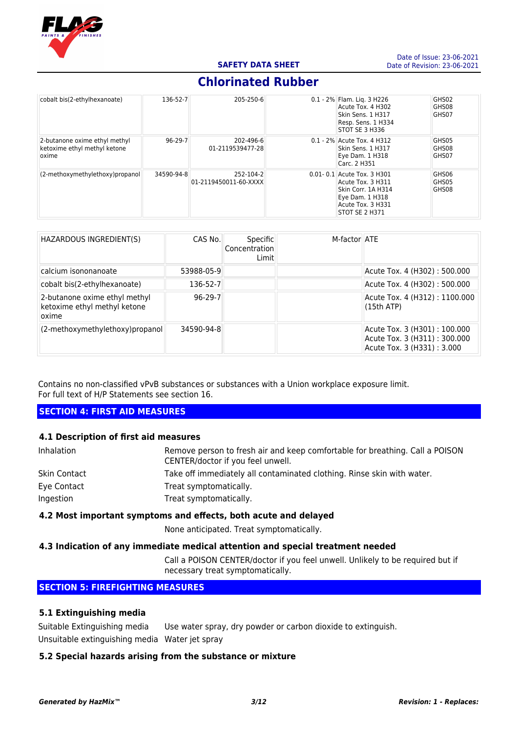| | | | | | |
|---|---|---|---|---|---|
| cobalt bis(2-ethylhexanoate) | 136-52-7 | 205-250-6 | 0.1 - 2% | Flam. Liq. 3 H226<br>Acute Tox. 4 H302<br>Skin Sens. 1 H317<br>Resp. Sens. 1 H334<br>STOT SE 3 H336 | GHS02<br>GHS08<br>GHS07 |
| 2-butanone oxime ethyl methyl ketoxime ethyl methyl ketone oxime | 96-29-7 | 202-496-6<br>01-2119539477-28 | 0.1 - 2% | Acute Tox. 4 H312<br>Skin Sens. 1 H317<br>Eye Dam. 1 H318<br>Carc. 2 H351 | GHS05<br>GHS08<br>GHS07 |
| (2-methoxymethylethoxy)propanol | 34590-94-8 | 252-104-2<br>01-2119450011-60-XXXX | 0.01- 0.1 | Acute Tox. 3 H301<br>Acute Tox. 3 H311<br>Skin Corr. 1A H314<br>Eye Dam. 1 H318<br>Acute Tox. 3 H331<br>STOT SE 2 H371 | GHS06<br>GHS05<br>GHS08 |

| HAZARDOUS INGREDIENT(S) | CAS No. | Specific Concentration Limit | M-factor | ATE |
|---|---|---|---|---|
| calcium isononanoate | 53988-05-9 | | | Acute Tox. 4 (H302) : 500.000 |
| cobalt bis(2-ethylhexanoate) | 136-52-7 | | | Acute Tox. 4 (H302) : 500.000 |
| 2-butanone oxime ethyl methyl ketoxime ethyl methyl ketone oxime | 96-29-7 | | | Acute Tox. 4 (H312) : 1100.000 (15th ATP) |
| (2-methoxymethylethoxy)propanol | 34590-94-8 | | | Acute Tox. 3 (H301) : 100.000<br>Acute Tox. 3 (H311) : 300.000<br>Acute Tox. 3 (H331) : 3.000 |

Contains no non-classified vPvB substances or substances with a Union workplace exposure limit.
For full text of H/P Statements see section 16.

## SECTION 4: FIRST AID MEASURES

### 4.1 Description of first aid measures

| | |
|---|---|
| Inhalation | Remove person to fresh air and keep comfortable for breathing. Call a POISON CENTER/doctor if you feel unwell. |
| Skin Contact | Take off immediately all contaminated clothing. Rinse skin with water. |
| Eye Contact | Treat symptomatically. |
| Ingestion | Treat symptomatically. |

### 4.2 Most important symptoms and effects, both acute and delayed

None anticipated. Treat symptomatically.

### 4.3 Indication of any immediate medical attention and special treatment needed

Call a POISON CENTER/doctor if you feel unwell. Unlikely to be required but if necessary treat symptomatically.

## SECTION 5: FIREFIGHTING MEASURES

### 5.1 Extinguishing media

| | |
|---|---|
| Suitable Extinguishing media | Use water spray, dry powder or carbon dioxide to extinguish. |
| Unsuitable extinguishing media | Water jet spray |

### 5.2 Special hazards arising from the substance or mixture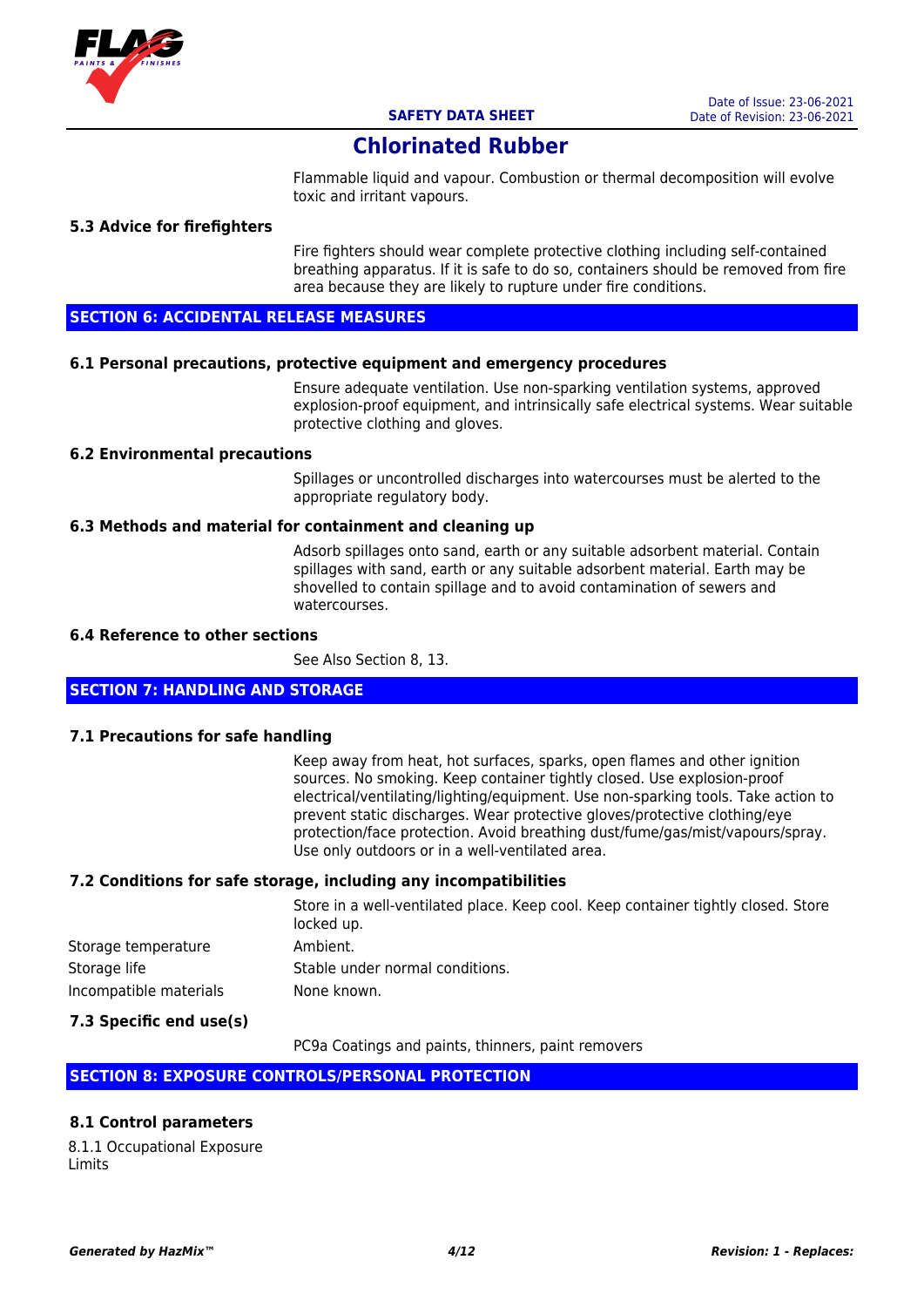Flammable liquid and vapour. Combustion or thermal decomposition will evolve toxic and irritant vapours.

### 5.3 Advice for firefighters

Fire fighters should wear complete protective clothing including self-contained breathing apparatus. If it is safe to do so, containers should be removed from fire area because they are likely to rupture under fire conditions.

## SECTION 6: ACCIDENTAL RELEASE MEASURES

### 6.1 Personal precautions, protective equipment and emergency procedures

Ensure adequate ventilation. Use non-sparking ventilation systems, approved explosion-proof equipment, and intrinsically safe electrical systems. Wear suitable protective clothing and gloves.

### 6.2 Environmental precautions

Spillages or uncontrolled discharges into watercourses must be alerted to the appropriate regulatory body.

### 6.3 Methods and material for containment and cleaning up

Adsorb spillages onto sand, earth or any suitable adsorbent material. Contain spillages with sand, earth or any suitable adsorbent material. Earth may be shovelled to contain spillage and to avoid contamination of sewers and watercourses.

### 6.4 Reference to other sections

See Also Section 8, 13.

## SECTION 7: HANDLING AND STORAGE

### 7.1 Precautions for safe handling

Keep away from heat, hot surfaces, sparks, open flames and other ignition sources. No smoking. Keep container tightly closed. Use explosion-proof electrical/ventilating/lighting/equipment. Use non-sparking tools. Take action to prevent static discharges. Wear protective gloves/protective clothing/eye protection/face protection. Avoid breathing dust/fume/gas/mist/vapours/spray. Use only outdoors or in a well-ventilated area.

### 7.2 Conditions for safe storage, including any incompatibilities

Store in a well-ventilated place. Keep cool. Keep container tightly closed. Store locked up.

| | |
|---|---|
| Storage temperature | Ambient. |
| Storage life | Stable under normal conditions. |
| Incompatible materials | None known. |

### 7.3 Specific end use(s)

PC9a Coatings and paints, thinners, paint removers

## SECTION 8: EXPOSURE CONTROLS/PERSONAL PROTECTION

### 8.1 Control parameters

8.1.1 Occupational Exposure Limits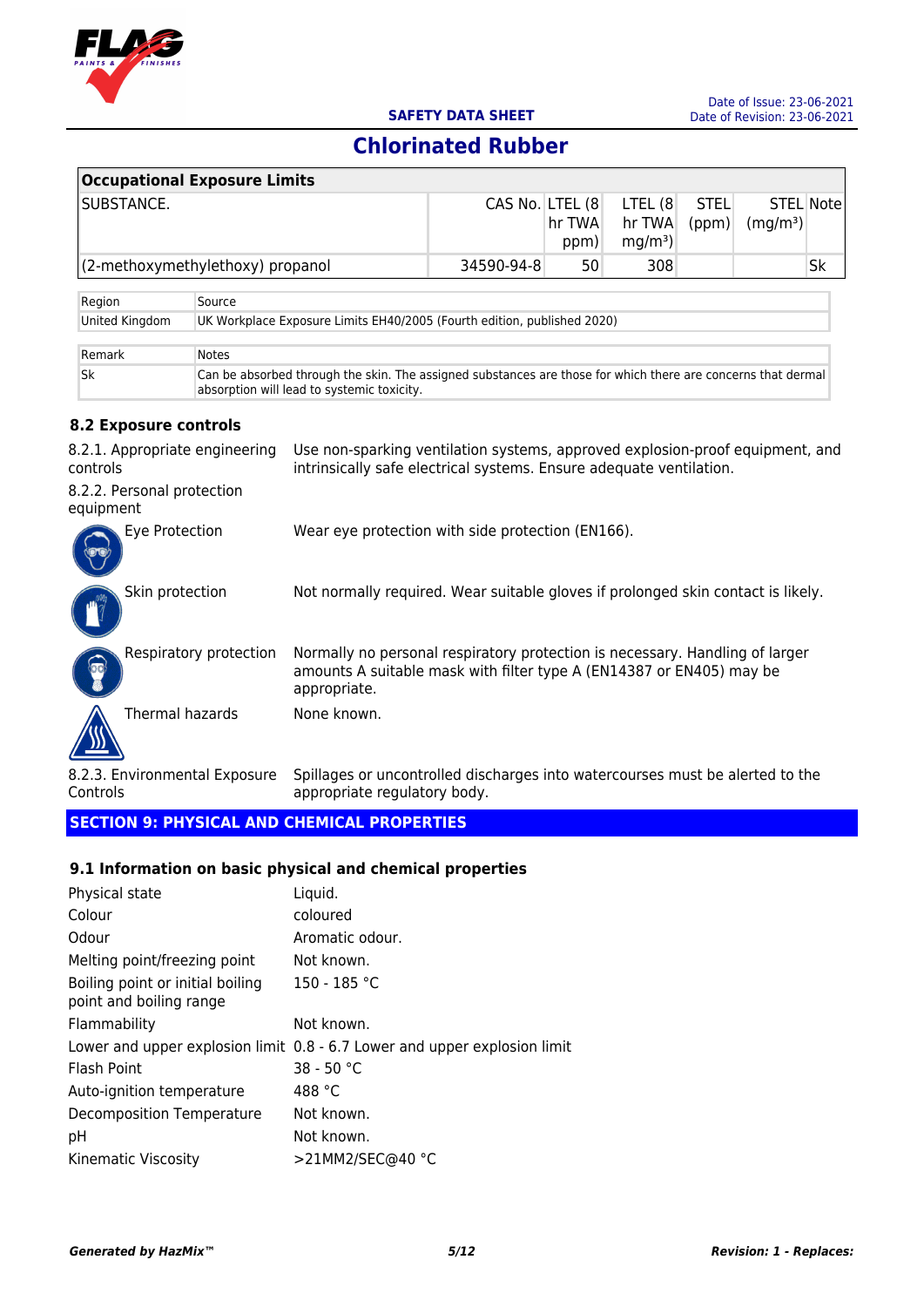## Chlorinated Rubber

| Occupational Exposure Limits | | | | | | | |
|---|---|---|---|---|---|---|---|
| SUBSTANCE. | CAS No. | LTEL (8 hr TWA ppm) | LTEL (8 hr TWA $mg/m^3$) | STEL (ppm) | STEL ($mg/m^3$) | Note |
| (2-methoxymethylethoxy) propanol | 34590-94-8 | 50 | 308 | | | Sk |

| Region | Source |
|---|---|
| United Kingdom | UK Workplace Exposure Limits EH40/2005 (Fourth edition, published 2020) |

| Remark | Notes |
|---|---|
| Sk | Can be absorbed through the skin. The assigned substances are those for which there are concerns that dermal absorption will lead to systemic toxicity. |

### 8.2 Exposure controls

8.2.1. Appropriate engineering controls — Use non-sparking ventilation systems, approved explosion-proof equipment, and intrinsically safe electrical systems. Ensure adequate ventilation.

8.2.2. Personal protection equipment

Eye Protection — Wear eye protection with side protection (EN166).

Skin protection — Not normally required. Wear suitable gloves if prolonged skin contact is likely.

Respiratory protection — Normally no personal respiratory protection is necessary. Handling of larger amounts A suitable mask with filter type A (EN14387 or EN405) may be appropriate.

Thermal hazards — None known.

8.2.3. Environmental Exposure Controls — Spillages or uncontrolled discharges into watercourses must be alerted to the appropriate regulatory body.

## SECTION 9: PHYSICAL AND CHEMICAL PROPERTIES

### 9.1 Information on basic physical and chemical properties

| Property | Value |
|---|---|
| Physical state | Liquid. |
| Colour | coloured |
| Odour | Aromatic odour. |
| Melting point/freezing point | Not known. |
| Boiling point or initial boiling point and boiling range | 150 - 185 °C |
| Flammability | Not known. |
| Lower and upper explosion limit | 0.8 - 6.7 Lower and upper explosion limit |
| Flash Point | 38 - 50 °C |
| Auto-ignition temperature | 488 °C |
| Decomposition Temperature | Not known. |
| pH | Not known. |
| Kinematic Viscosity | >21MM2/SEC@40 °C |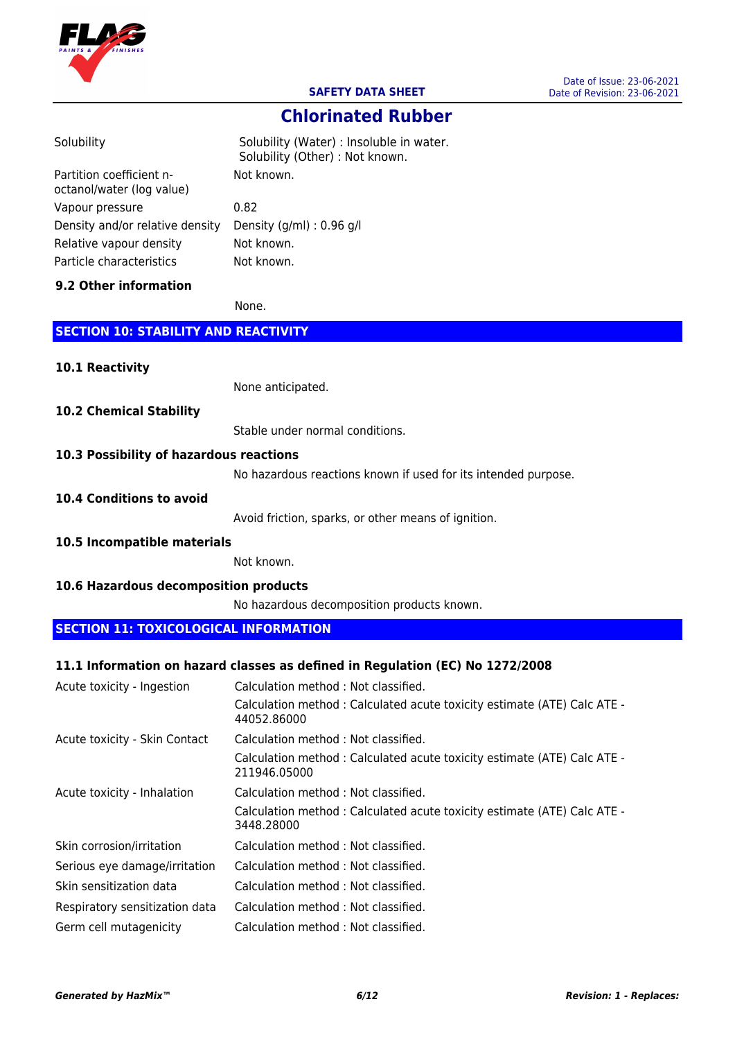| | |
|---|---|
| Solubility | Solubility (Water) : Insoluble in water.<br>Solubility (Other) : Not known. |
| Partition coefficient n-octanol/water (log value) | Not known. |
| Vapour pressure | 0.82 |
| Density and/or relative density | Density (g/ml) : 0.96 g/l |
| Relative vapour density | Not known. |
| Particle characteristics | Not known. |

### 9.2 Other information

None.

## SECTION 10: STABILITY AND REACTIVITY

### 10.1 Reactivity

None anticipated.

### 10.2 Chemical Stability

Stable under normal conditions.

### 10.3 Possibility of hazardous reactions

No hazardous reactions known if used for its intended purpose.

### 10.4 Conditions to avoid

Avoid friction, sparks, or other means of ignition.

### 10.5 Incompatible materials

Not known.

### 10.6 Hazardous decomposition products

No hazardous decomposition products known.

## SECTION 11: TOXICOLOGICAL INFORMATION

### 11.1 Information on hazard classes as defined in Regulation (EC) No 1272/2008

| | |
|---|---|
| Acute toxicity - Ingestion | Calculation method : Not classified.<br>Calculation method : Calculated acute toxicity estimate (ATE) Calc ATE - 44052.86000 |
| Acute toxicity - Skin Contact | Calculation method : Not classified.<br>Calculation method : Calculated acute toxicity estimate (ATE) Calc ATE - 211946.05000 |
| Acute toxicity - Inhalation | Calculation method : Not classified.<br>Calculation method : Calculated acute toxicity estimate (ATE) Calc ATE - 3448.28000 |
| Skin corrosion/irritation | Calculation method : Not classified. |
| Serious eye damage/irritation | Calculation method : Not classified. |
| Skin sensitization data | Calculation method : Not classified. |
| Respiratory sensitization data | Calculation method : Not classified. |
| Germ cell mutagenicity | Calculation method : Not classified. |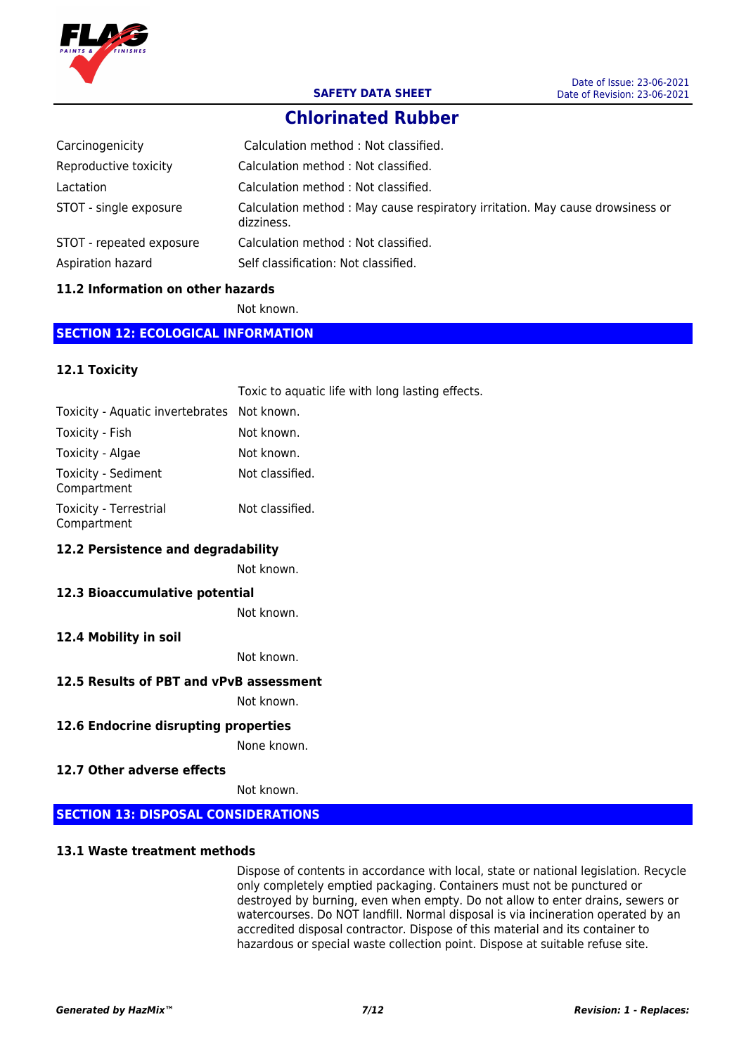| | |
|---|---|
| Carcinogenicity | Calculation method : Not classified. |
| Reproductive toxicity | Calculation method : Not classified. |
| Lactation | Calculation method : Not classified. |
| STOT - single exposure | Calculation method : May cause respiratory irritation. May cause drowsiness or dizziness. |
| STOT - repeated exposure | Calculation method : Not classified. |
| Aspiration hazard | Self classification: Not classified. |

### 11.2 Information on other hazards

Not known.

## SECTION 12: ECOLOGICAL INFORMATION

### 12.1 Toxicity

Toxic to aquatic life with long lasting effects.

| | |
|---|---|
| Toxicity - Aquatic invertebrates | Not known. |
| Toxicity - Fish | Not known. |
| Toxicity - Algae | Not known. |
| Toxicity - Sediment Compartment | Not classified. |
| Toxicity - Terrestrial Compartment | Not classified. |

### 12.2 Persistence and degradability

Not known.

### 12.3 Bioaccumulative potential

Not known.

### 12.4 Mobility in soil

Not known.

### 12.5 Results of PBT and vPvB assessment

Not known.

### 12.6 Endocrine disrupting properties

None known.

### 12.7 Other adverse effects

Not known.

## SECTION 13: DISPOSAL CONSIDERATIONS

### 13.1 Waste treatment methods

Dispose of contents in accordance with local, state or national legislation. Recycle only completely emptied packaging. Containers must not be punctured or destroyed by burning, even when empty. Do not allow to enter drains, sewers or watercourses. Do NOT landfill. Normal disposal is via incineration operated by an accredited disposal contractor. Dispose of this material and its container to hazardous or special waste collection point. Dispose at suitable refuse site.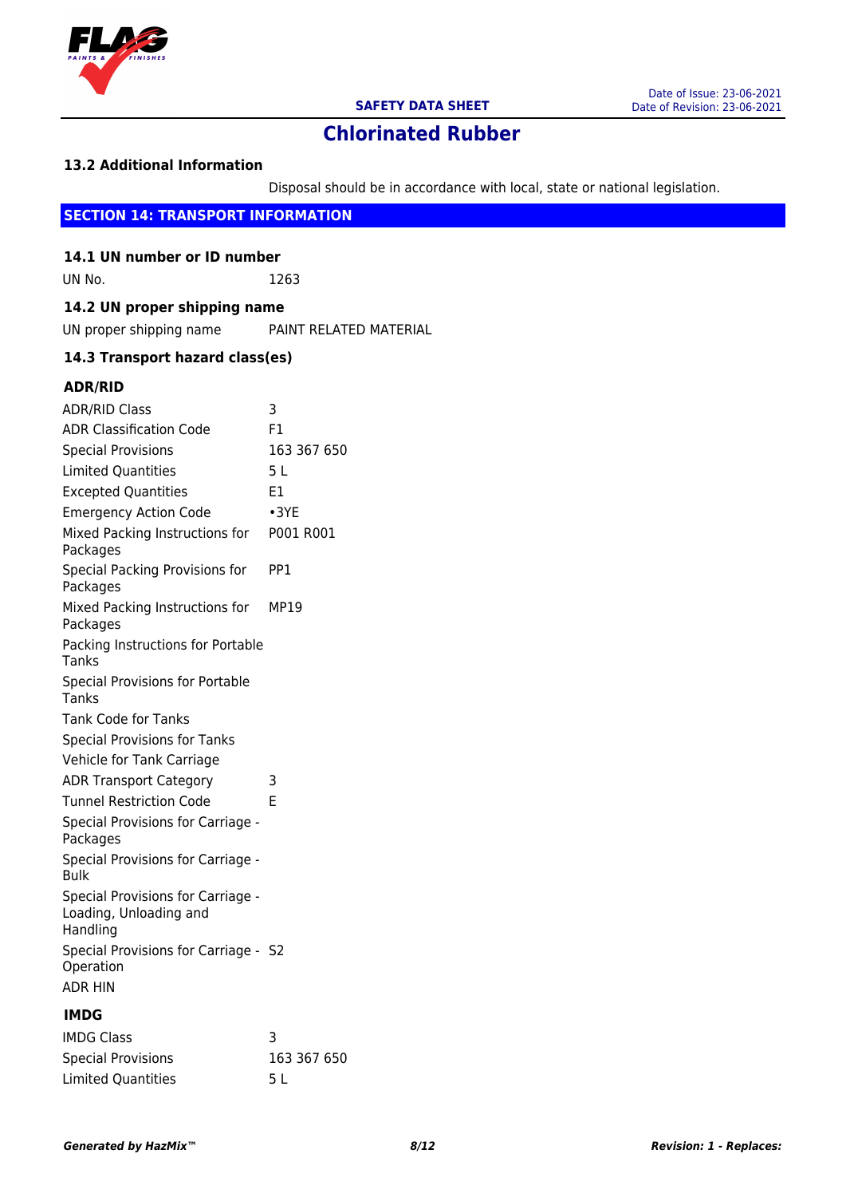### 13.2 Additional Information

Disposal should be in accordance with local, state or national legislation.

## SECTION 14: TRANSPORT INFORMATION

### 14.1 UN number or ID number

| | |
|---|---|
| UN No. | 1263 |

### 14.2 UN proper shipping name

| | |
|---|---|
| UN proper shipping name | PAINT RELATED MATERIAL |

### 14.3 Transport hazard class(es)

#### ADR/RID

| | |
|---|---|
| ADR/RID Class | 3 |
| ADR Classification Code | F1 |
| Special Provisions | 163 367 650 |
| Limited Quantities | 5 L |
| Excepted Quantities | E1 |
| Emergency Action Code | •3YE |
| Mixed Packing Instructions for Packages | P001 R001 |
| Special Packing Provisions for Packages | PP1 |
| Mixed Packing Instructions for Packages | MP19 |
| Packing Instructions for Portable Tanks | |
| Special Provisions for Portable Tanks | |
| Tank Code for Tanks | |
| Special Provisions for Tanks | |
| Vehicle for Tank Carriage | |
| ADR Transport Category | 3 |
| Tunnel Restriction Code | E |
| Special Provisions for Carriage - Packages | |
| Special Provisions for Carriage - Bulk | |
| Special Provisions for Carriage - Loading, Unloading and Handling | |
| Special Provisions for Carriage - Operation | S2 |
| ADR HIN | |

#### IMDG

| | |
|---|---|
| IMDG Class | 3 |
| Special Provisions | 163 367 650 |
| Limited Quantities | 5 L |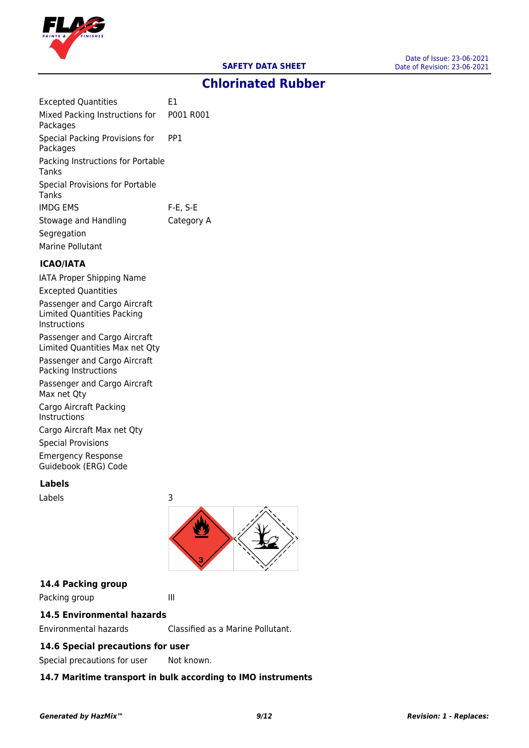# Chlorinated Rubber

| | |
|---|---|
| Excepted Quantities | E1 |
| Mixed Packing Instructions for Packages | P001 R001 |
| Special Packing Provisions for Packages | PP1 |
| Packing Instructions for Portable Tanks | |
| Special Provisions for Portable Tanks | |
| IMDG EMS | F-E, S-E |
| Stowage and Handling | Category A |
| Segregation | |
| Marine Pollutant | |

### ICAO/IATA

| | |
|---|---|
| IATA Proper Shipping Name | |
| Excepted Quantities | |
| Passenger and Cargo Aircraft Limited Quantities Packing Instructions | |
| Passenger and Cargo Aircraft Limited Quantities Max net Qty | |
| Passenger and Cargo Aircraft Packing Instructions | |
| Passenger and Cargo Aircraft Max net Qty | |
| Cargo Aircraft Packing Instructions | |
| Cargo Aircraft Max net Qty | |
| Special Provisions | |
| Emergency Response Guidebook (ERG) Code | |

### Labels

| | |
|---|---|
| Labels | 3 |

### 14.4 Packing group

| | |
|---|---|
| Packing group | III |

### 14.5 Environmental hazards

| | |
|---|---|
| Environmental hazards | Classified as a Marine Pollutant. |

### 14.6 Special precautions for user

| | |
|---|---|
| Special precautions for user | Not known. |

### 14.7 Maritime transport in bulk according to IMO instruments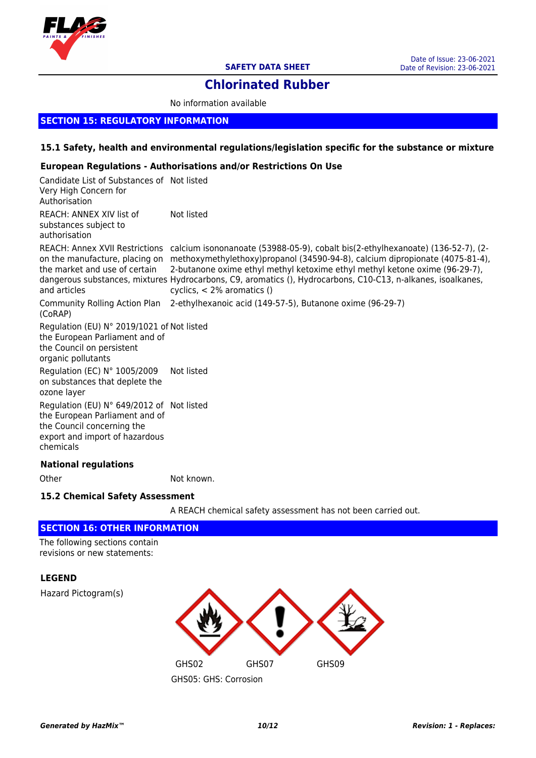No information available

## SECTION 15: REGULATORY INFORMATION

### 15.1 Safety, health and environmental regulations/legislation specific for the substance or mixture

#### European Regulations - Authorisations and/or Restrictions On Use

| | |
|---|---|
| Candidate List of Substances of Very High Concern for Authorisation | Not listed |
| REACH: ANNEX XIV list of substances subject to authorisation | Not listed |
| REACH: Annex XVII Restrictions on the manufacture, placing on the market and use of certain dangerous substances, mixtures and articles | calcium isononanoate (53988-05-9), cobalt bis(2-ethylhexanoate) (136-52-7), (2-methoxymethylethoxy)propanol (34590-94-8), calcium dipropionate (4075-81-4), 2-butanone oxime ethyl methyl ketoxime ethyl methyl ketone oxime (96-29-7), Hydrocarbons, C9, aromatics (), Hydrocarbons, C10-C13, n-alkanes, isoalkanes, cyclics, < 2% aromatics () |
| Community Rolling Action Plan (CoRAP) | 2-ethylhexanoic acid (149-57-5), Butanone oxime (96-29-7) |
| Regulation (EU) N° 2019/1021 of the European Parliament and of the Council on persistent organic pollutants | Not listed |
| Regulation (EC) N° 1005/2009 on substances that deplete the ozone layer | Not listed |
| Regulation (EU) N° 649/2012 of the European Parliament and of the Council concerning the export and import of hazardous chemicals | Not listed |

#### National regulations

| | |
|---|---|
| Other | Not known. |

### 15.2 Chemical Safety Assessment

A REACH chemical safety assessment has not been carried out.

## SECTION 16: OTHER INFORMATION

The following sections contain revisions or new statements:

#### LEGEND

Hazard Pictogram(s)

GHS02 GHS07 GHS09

GHS05: GHS: Corrosion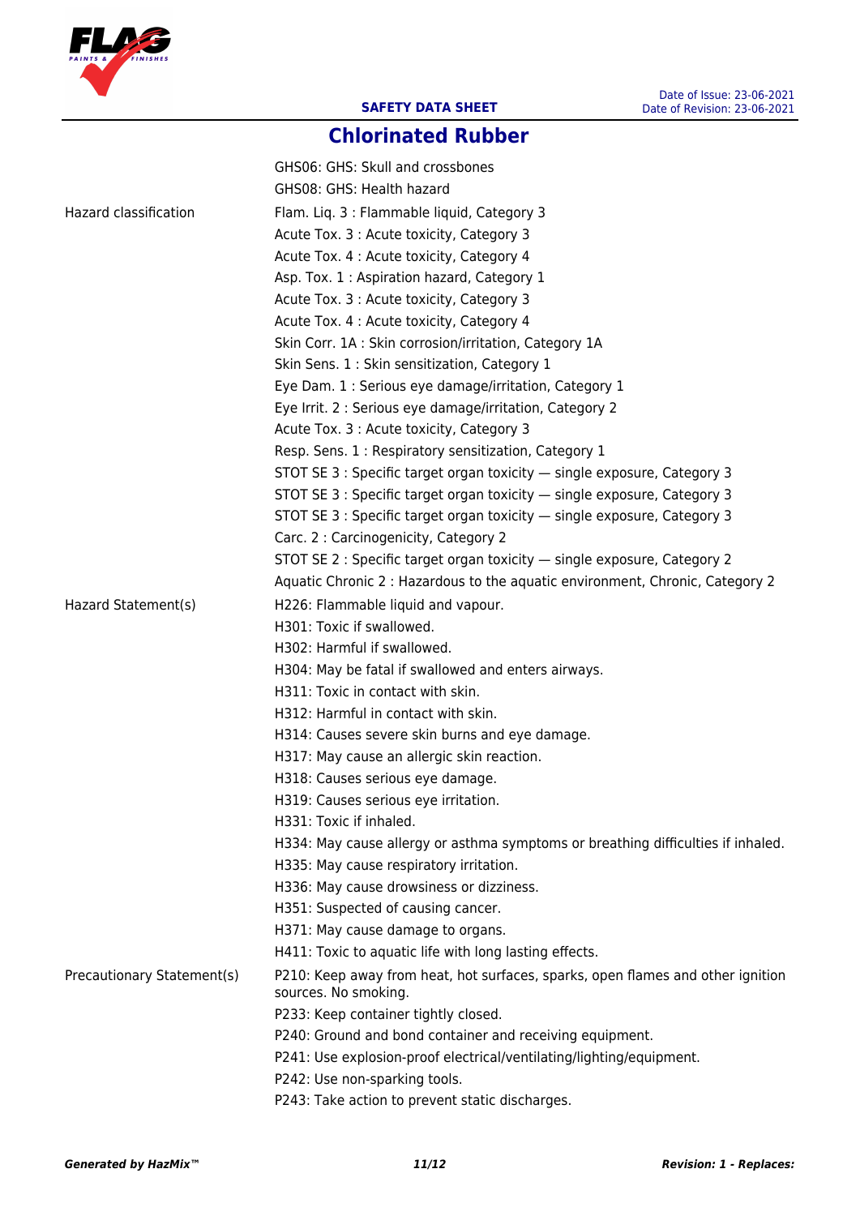# Chlorinated Rubber

| | |
|---|---|
| | GHS06: GHS: Skull and crossbones |
| | GHS08: GHS: Health hazard |
| Hazard classification | Flam. Liq. 3 : Flammable liquid, Category 3 |
| | Acute Tox. 3 : Acute toxicity, Category 3 |
| | Acute Tox. 4 : Acute toxicity, Category 4 |
| | Asp. Tox. 1 : Aspiration hazard, Category 1 |
| | Acute Tox. 3 : Acute toxicity, Category 3 |
| | Acute Tox. 4 : Acute toxicity, Category 4 |
| | Skin Corr. 1A : Skin corrosion/irritation, Category 1A |
| | Skin Sens. 1 : Skin sensitization, Category 1 |
| | Eye Dam. 1 : Serious eye damage/irritation, Category 1 |
| | Eye Irrit. 2 : Serious eye damage/irritation, Category 2 |
| | Acute Tox. 3 : Acute toxicity, Category 3 |
| | Resp. Sens. 1 : Respiratory sensitization, Category 1 |
| | STOT SE 3 : Specific target organ toxicity — single exposure, Category 3 |
| | STOT SE 3 : Specific target organ toxicity — single exposure, Category 3 |
| | STOT SE 3 : Specific target organ toxicity — single exposure, Category 3 |
| | Carc. 2 : Carcinogenicity, Category 2 |
| | STOT SE 2 : Specific target organ toxicity — single exposure, Category 2 |
| | Aquatic Chronic 2 : Hazardous to the aquatic environment, Chronic, Category 2 |
| Hazard Statement(s) | H226: Flammable liquid and vapour. |
| | H301: Toxic if swallowed. |
| | H302: Harmful if swallowed. |
| | H304: May be fatal if swallowed and enters airways. |
| | H311: Toxic in contact with skin. |
| | H312: Harmful in contact with skin. |
| | H314: Causes severe skin burns and eye damage. |
| | H317: May cause an allergic skin reaction. |
| | H318: Causes serious eye damage. |
| | H319: Causes serious eye irritation. |
| | H331: Toxic if inhaled. |
| | H334: May cause allergy or asthma symptoms or breathing difficulties if inhaled. |
| | H335: May cause respiratory irritation. |
| | H336: May cause drowsiness or dizziness. |
| | H351: Suspected of causing cancer. |
| | H371: May cause damage to organs. |
| | H411: Toxic to aquatic life with long lasting effects. |
| Precautionary Statement(s) | P210: Keep away from heat, hot surfaces, sparks, open flames and other ignition sources. No smoking. |
| | P233: Keep container tightly closed. |
| | P240: Ground and bond container and receiving equipment. |
| | P241: Use explosion-proof electrical/ventilating/lighting/equipment. |
| | P242: Use non-sparking tools. |
| | P243: Take action to prevent static discharges. |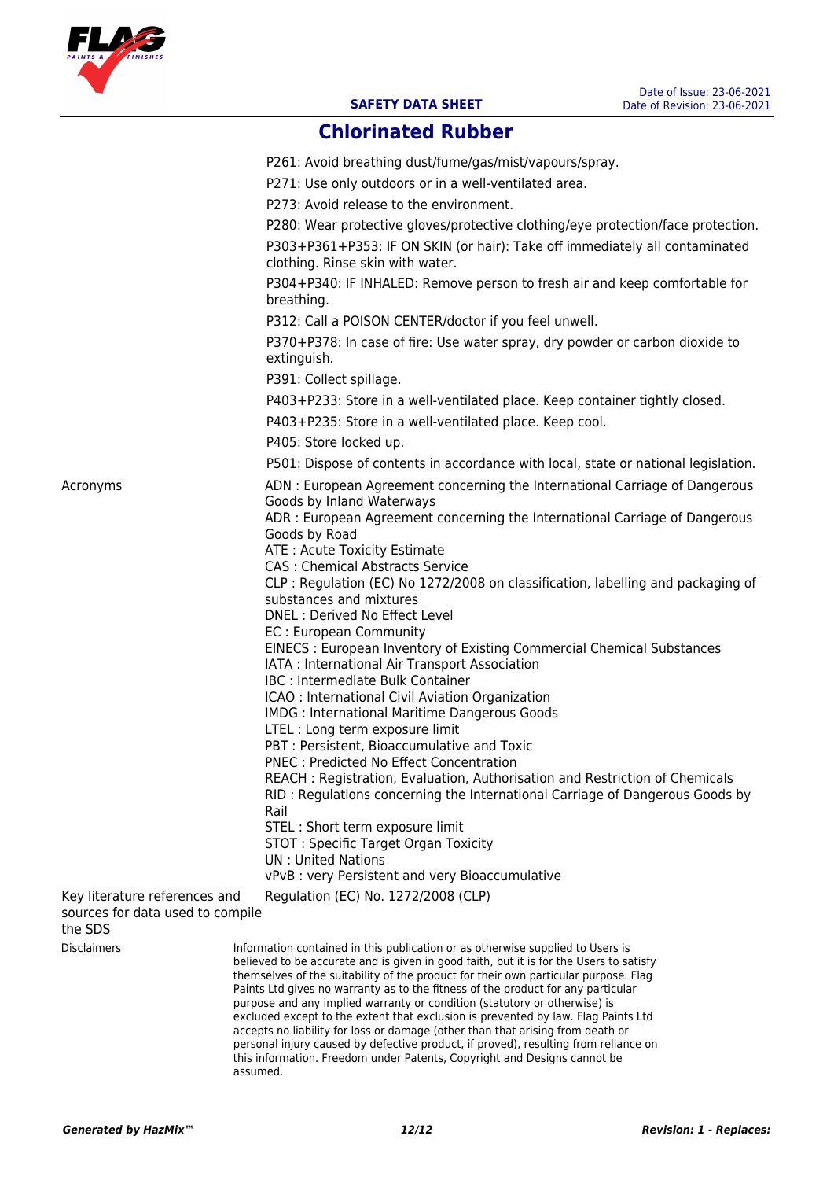P261: Avoid breathing dust/fume/gas/mist/vapours/spray.

P271: Use only outdoors or in a well-ventilated area.

P273: Avoid release to the environment.

P280: Wear protective gloves/protective clothing/eye protection/face protection.

P303+P361+P353: IF ON SKIN (or hair): Take off immediately all contaminated clothing. Rinse skin with water.

P304+P340: IF INHALED: Remove person to fresh air and keep comfortable for breathing.

P312: Call a POISON CENTER/doctor if you feel unwell.

P370+P378: In case of fire: Use water spray, dry powder or carbon dioxide to extinguish.

P391: Collect spillage.

P403+P233: Store in a well-ventilated place. Keep container tightly closed.

P403+P235: Store in a well-ventilated place. Keep cool.

P405: Store locked up.

P501: Dispose of contents in accordance with local, state or national legislation.

| | |
|---|---|
| Acronyms | ADN : European Agreement concerning the International Carriage of Dangerous Goods by Inland Waterways<br>ADR : European Agreement concerning the International Carriage of Dangerous Goods by Road<br>ATE : Acute Toxicity Estimate<br>CAS : Chemical Abstracts Service<br>CLP : Regulation (EC) No 1272/2008 on classification, labelling and packaging of substances and mixtures<br>DNEL : Derived No Effect Level<br>EC : European Community<br>EINECS : European Inventory of Existing Commercial Chemical Substances<br>IATA : International Air Transport Association<br>IBC : Intermediate Bulk Container<br>ICAO : International Civil Aviation Organization<br>IMDG : International Maritime Dangerous Goods<br>LTEL : Long term exposure limit<br>PBT : Persistent, Bioaccumulative and Toxic<br>PNEC : Predicted No Effect Concentration<br>REACH : Registration, Evaluation, Authorisation and Restriction of Chemicals<br>RID : Regulations concerning the International Carriage of Dangerous Goods by Rail<br>STEL : Short term exposure limit<br>STOT : Specific Target Organ Toxicity<br>UN : United Nations<br>vPvB : very Persistent and very Bioaccumulative |
| Key literature references and sources for data used to compile the SDS | Regulation (EC) No. 1272/2008 (CLP) |
| Disclaimers | Information contained in this publication or as otherwise supplied to Users is believed to be accurate and is given in good faith, but it is for the Users to satisfy themselves of the suitability of the product for their own particular purpose. Flag Paints Ltd gives no warranty as to the fitness of the product for any particular purpose and any implied warranty or condition (statutory or otherwise) is excluded except to the extent that exclusion is prevented by law. Flag Paints Ltd accepts no liability for loss or damage (other than that arising from death or personal injury caused by defective product, if proved), resulting from reliance on this information. Freedom under Patents, Copyright and Designs cannot be assumed. |